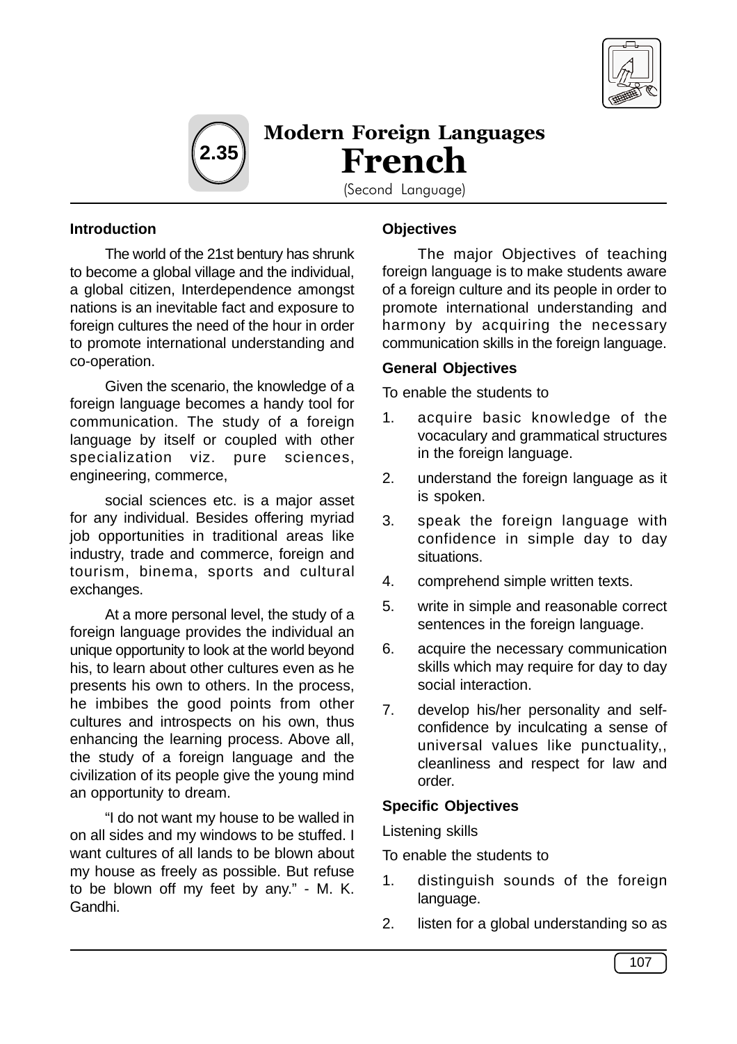# 2.35 Modern Foreign Languages

# French

(Second Language)

## Introduction

The world of the 21st bentury has shrunk to become a global village and the individual, a global citizen, Interdependence amongst nations is an inevitable fact and exposure to foreign cultures the need of the hour in order to promote international understanding and co-operation.

Given the scenario, the knowledge of a foreign language becomes a handy tool for communication. The study of a foreign language by itself or coupled with other specialization viz. pure sciences, engineering, commerce,

social sciences etc. is a major asset for any individual. Besides offering myriad job opportunities in traditional areas like industry, trade and commerce, foreign and tourism, binema, sports and cultural exchanges.

At a more personal level, the study of a foreign language provides the individual an unique opportunity to look at the world beyond his, to learn about other cultures even as he presents his own to others. In the process, he imbibes the good points from other cultures and introspects on his own, thus enhancing the learning process. Above all, the study of a foreign language and the civilization of its people give the young mind an opportunity to dream.

"I do not want my house to be walled in on all sides and my windows to be stuffed. I want cultures of all lands to be blown about my house as freely as possible. But refuse to be blown off my feet by any." - M. K. Gandhi.

## Objectives

The major Objectives of teaching foreign language is to make students aware of a foreign culture and its people in order to promote international understanding and harmony by acquiring the necessary communication skills in the foreign language.

### General Objectives

To enable the students to

1. acquire basic knowledge of the vocaculary and grammatical structures in the foreign language.
2. understand the foreign language as it is spoken.
3. speak the foreign language with confidence in simple day to day situations.
4. comprehend simple written texts.
5. write in simple and reasonable correct sentences in the foreign language.
6. acquire the necessary communication skills which may require for day to day social interaction.
7. develop his/her personality and self-confidence by inculcating a sense of universal values like punctuality,, cleanliness and respect for law and order.

### Specific Objectives

Listening skills

To enable the students to

1. distinguish sounds of the foreign language.
2. listen for a global understanding so as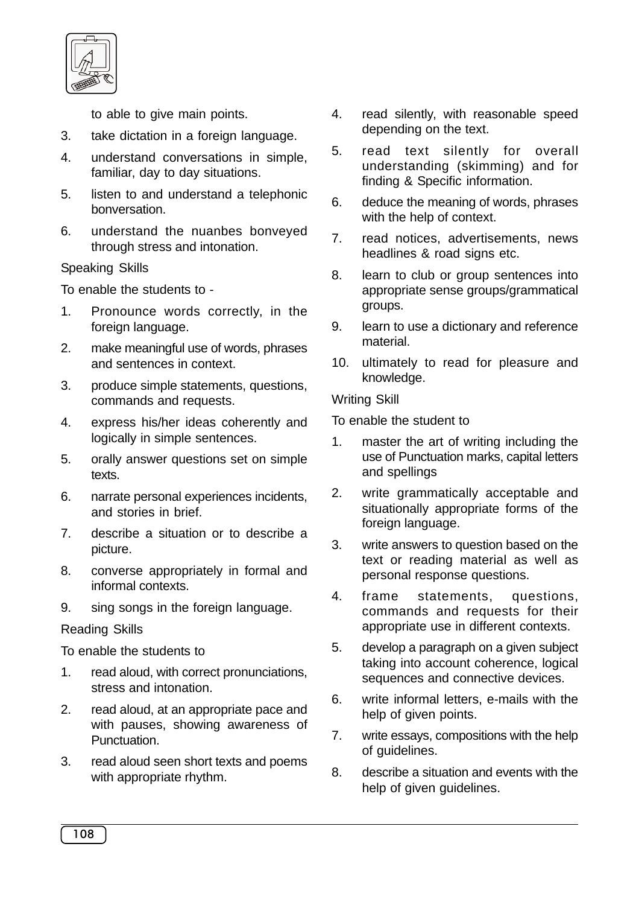to able to give main points.

3. take dictation in a foreign language.
4. understand conversations in simple, familiar, day to day situations.
5. listen to and understand a telephonic bonversation.
6. understand the nuanbes bonveyed through stress and intonation.

Speaking Skills

To enable the students to -

1. Pronounce words correctly, in the foreign language.
2. make meaningful use of words, phrases and sentences in context.
3. produce simple statements, questions, commands and requests.
4. express his/her ideas coherently and logically in simple sentences.
5. orally answer questions set on simple texts.
6. narrate personal experiences incidents, and stories in brief.
7. describe a situation or to describe a picture.
8. converse appropriately in formal and informal contexts.
9. sing songs in the foreign language.

Reading Skills

To enable the students to

1. read aloud, with correct pronunciations, stress and intonation.
2. read aloud, at an appropriate pace and with pauses, showing awareness of Punctuation.
3. read aloud seen short texts and poems with appropriate rhythm.
4. read silently, with reasonable speed depending on the text.
5. read text silently for overall understanding (skimming) and for finding & Specific information.
6. deduce the meaning of words, phrases with the help of context.
7. read notices, advertisements, news headlines & road signs etc.
8. learn to club or group sentences into appropriate sense groups/grammatical groups.
9. learn to use a dictionary and reference material.
10. ultimately to read for pleasure and knowledge.

Writing Skill

To enable the student to

1. master the art of writing including the use of Punctuation marks, capital letters and spellings
2. write grammatically acceptable and situationally appropriate forms of the foreign language.
3. write answers to question based on the text or reading material as well as personal response questions.
4. frame statements, questions, commands and requests for their appropriate use in different contexts.
5. develop a paragraph on a given subject taking into account coherence, logical sequences and connective devices.
6. write informal letters, e-mails with the help of given points.
7. write essays, compositions with the help of guidelines.
8. describe a situation and events with the help of given guidelines.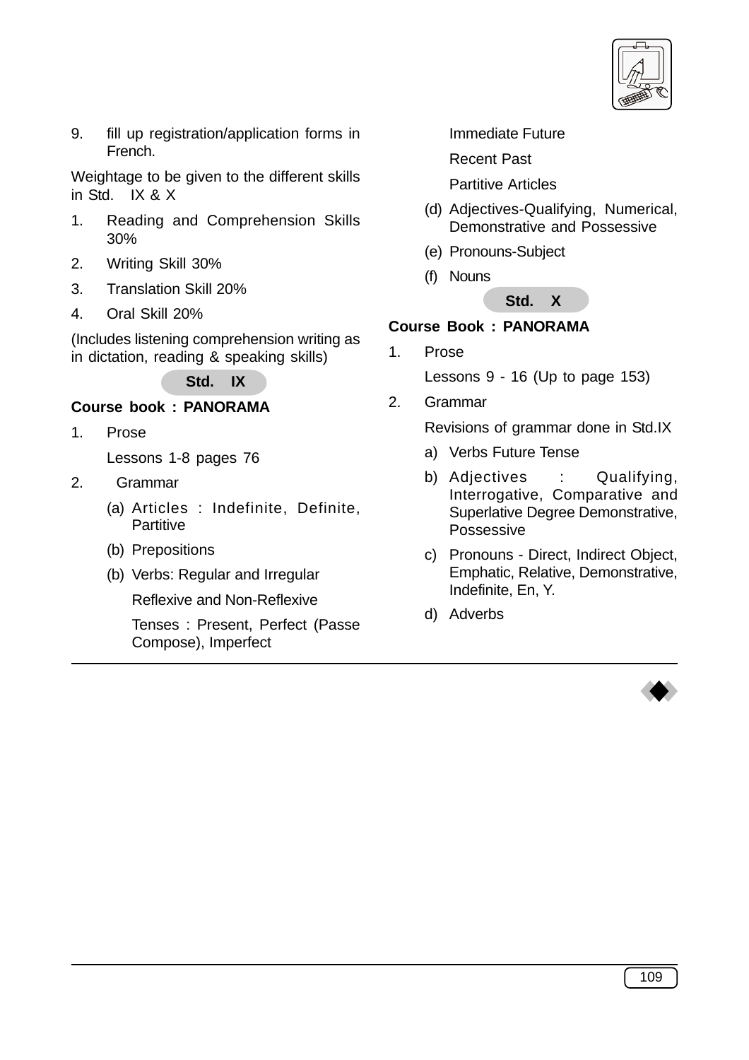9. fill up registration/application forms in French.

Weightage to be given to the different skills in Std. IX & X

1. Reading and Comprehension Skills 30%
2. Writing Skill 30%
3. Translation Skill 20%
4. Oral Skill 20%

(Includes listening comprehension writing as in dictation, reading & speaking skills)

## Std. IX

**Course book : PANORAMA**

1. Prose

   Lessons 1-8 pages 76

2. Grammar

   (a) Articles : Indefinite, Definite, Partitive

   (b) Prepositions

   (b) Verbs: Regular and Irregular

   Reflexive and Non-Reflexive

   Tenses : Present, Perfect (Passe Compose), Imperfect

   Immediate Future

   Recent Past

   Partitive Articles

   (d) Adjectives-Qualifying, Numerical, Demonstrative and Possessive

   (e) Pronouns-Subject

   (f) Nouns

## Std. X

**Course Book : PANORAMA**

1. Prose

   Lessons 9 - 16 (Up to page 153)

2. Grammar

   Revisions of grammar done in Std.IX

   a) Verbs Future Tense

   b) Adjectives : Qualifying, Interrogative, Comparative and Superlative Degree Demonstrative, Possessive

   c) Pronouns - Direct, Indirect Object, Emphatic, Relative, Demonstrative, Indefinite, En, Y.

   d) Adverbs